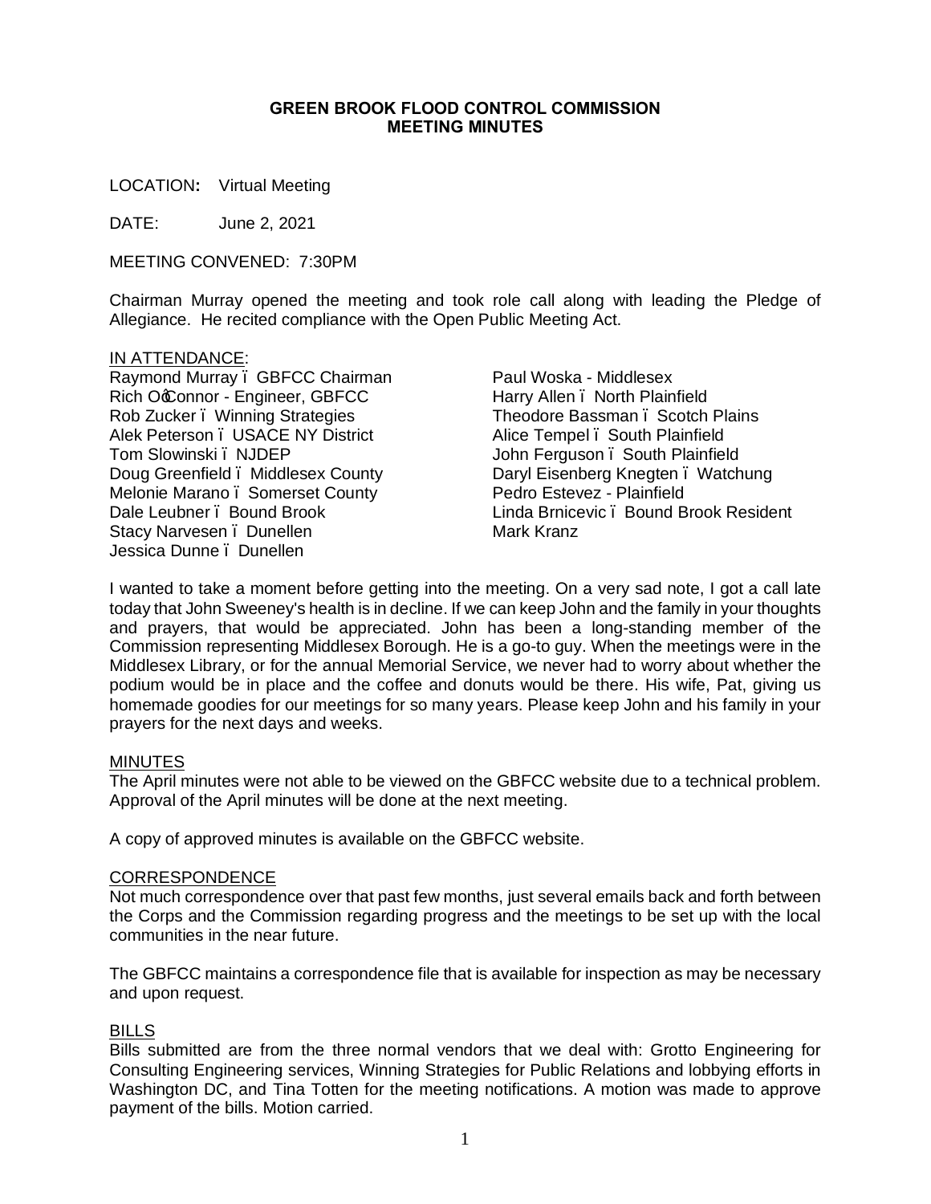# GREEN BROOK FLOOD CONTROL COMMISSION
## MEETING MINUTES

LOCATION**:** Virtual Meeting

DATE: June 2, 2021

MEETING CONVENED: 7:30PM

Chairman Murray opened the meeting and took role call along with leading the Pledge of Allegiance. He recited compliance with the Open Public Meeting Act.

IN ATTENDANCE:

Raymond Murray – GBFCC Chairman
Rich O'Connor - Engineer, GBFCC
Rob Zucker – Winning Strategies
Alek Peterson – USACE NY District
Tom Slowinski – NJDEP
Doug Greenfield – Middlesex County
Melonie Marano – Somerset County
Dale Leubner – Bound Brook
Stacy Narvesen – Dunellen
Jessica Dunne – Dunellen
Paul Woska - Middlesex
Harry Allen – North Plainfield
Theodore Bassman – Scotch Plains
Alice Tempel – South Plainfield
John Ferguson – South Plainfield
Daryl Eisenberg Knegten – Watchung
Pedro Estevez - Plainfield
Linda Brnicevic – Bound Brook Resident
Mark Kranz

I wanted to take a moment before getting into the meeting. On a very sad note, I got a call late today that John Sweeney's health is in decline. If we can keep John and the family in your thoughts and prayers, that would be appreciated. John has been a long-standing member of the Commission representing Middlesex Borough. He is a go-to guy. When the meetings were in the Middlesex Library, or for the annual Memorial Service, we never had to worry about whether the podium would be in place and the coffee and donuts would be there. His wife, Pat, giving us homemade goodies for our meetings for so many years. Please keep John and his family in your prayers for the next days and weeks.

MINUTES

The April minutes were not able to be viewed on the GBFCC website due to a technical problem. Approval of the April minutes will be done at the next meeting.

A copy of approved minutes is available on the GBFCC website.

CORRESPONDENCE

Not much correspondence over that past few months, just several emails back and forth between the Corps and the Commission regarding progress and the meetings to be set up with the local communities in the near future.

The GBFCC maintains a correspondence file that is available for inspection as may be necessary and upon request.

BILLS

Bills submitted are from the three normal vendors that we deal with: Grotto Engineering for Consulting Engineering services, Winning Strategies for Public Relations and lobbying efforts in Washington DC, and Tina Totten for the meeting notifications. A motion was made to approve payment of the bills. Motion carried.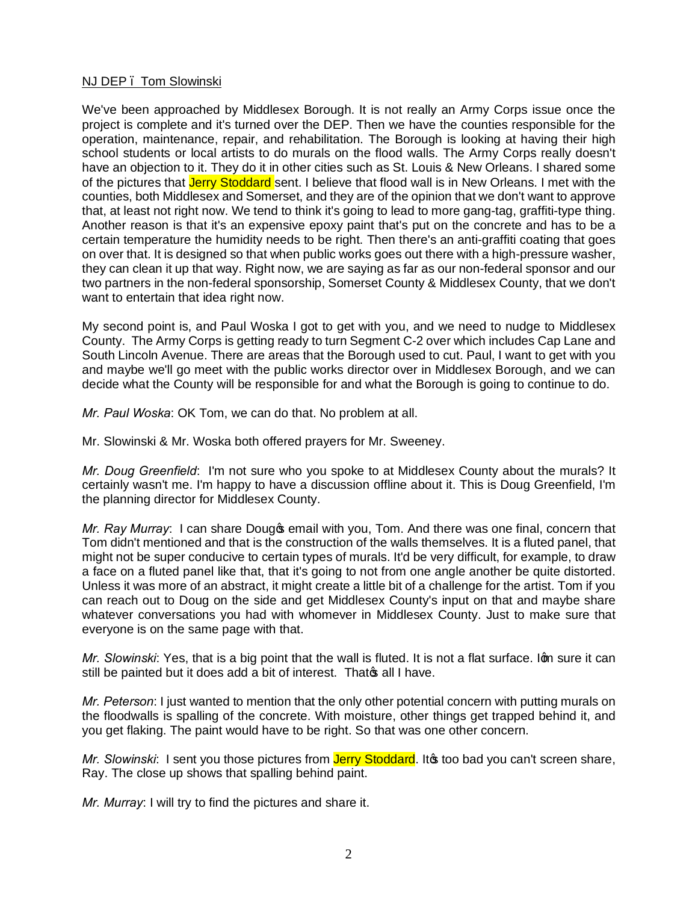NJ DEP – Tom Slowinski

We've been approached by Middlesex Borough. It is not really an Army Corps issue once the project is complete and it's turned over the DEP. Then we have the counties responsible for the operation, maintenance, repair, and rehabilitation. The Borough is looking at having their high school students or local artists to do murals on the flood walls. The Army Corps really doesn't have an objection to it. They do it in other cities such as St. Louis & New Orleans. I shared some of the pictures that Jerry Stoddard sent. I believe that flood wall is in New Orleans. I met with the counties, both Middlesex and Somerset, and they are of the opinion that we don't want to approve that, at least not right now. We tend to think it's going to lead to more gang-tag, graffiti-type thing. Another reason is that it's an expensive epoxy paint that's put on the concrete and has to be a certain temperature the humidity needs to be right. Then there's an anti-graffiti coating that goes on over that. It is designed so that when public works goes out there with a high-pressure washer, they can clean it up that way. Right now, we are saying as far as our non-federal sponsor and our two partners in the non-federal sponsorship, Somerset County & Middlesex County, that we don't want to entertain that idea right now.

My second point is, and Paul Woska I got to get with you, and we need to nudge to Middlesex County. The Army Corps is getting ready to turn Segment C-2 over which includes Cap Lane and South Lincoln Avenue. There are areas that the Borough used to cut. Paul, I want to get with you and maybe we'll go meet with the public works director over in Middlesex Borough, and we can decide what the County will be responsible for and what the Borough is going to continue to do.

*Mr. Paul Woska*: OK Tom, we can do that. No problem at all.

Mr. Slowinski & Mr. Woska both offered prayers for Mr. Sweeney.

*Mr. Doug Greenfield*: I'm not sure who you spoke to at Middlesex County about the murals? It certainly wasn't me. I'm happy to have a discussion offline about it. This is Doug Greenfield, I'm the planning director for Middlesex County.

*Mr. Ray Murray*: I can share Doug's email with you, Tom. And there was one final, concern that Tom didn't mentioned and that is the construction of the walls themselves. It is a fluted panel, that might not be super conducive to certain types of murals. It'd be very difficult, for example, to draw a face on a fluted panel like that, that it's going to not from one angle another be quite distorted. Unless it was more of an abstract, it might create a little bit of a challenge for the artist. Tom if you can reach out to Doug on the side and get Middlesex County's input on that and maybe share whatever conversations you had with whomever in Middlesex County. Just to make sure that everyone is on the same page with that.

*Mr. Slowinski*: Yes, that is a big point that the wall is fluted. It is not a flat surface. I'm sure it can still be painted but it does add a bit of interest. That's all I have.

*Mr. Peterson*: I just wanted to mention that the only other potential concern with putting murals on the floodwalls is spalling of the concrete. With moisture, other things get trapped behind it, and you get flaking. The paint would have to be right. So that was one other concern.

*Mr. Slowinski*: I sent you those pictures from Jerry Stoddard. It's too bad you can't screen share, Ray. The close up shows that spalling behind paint.

*Mr. Murray*: I will try to find the pictures and share it.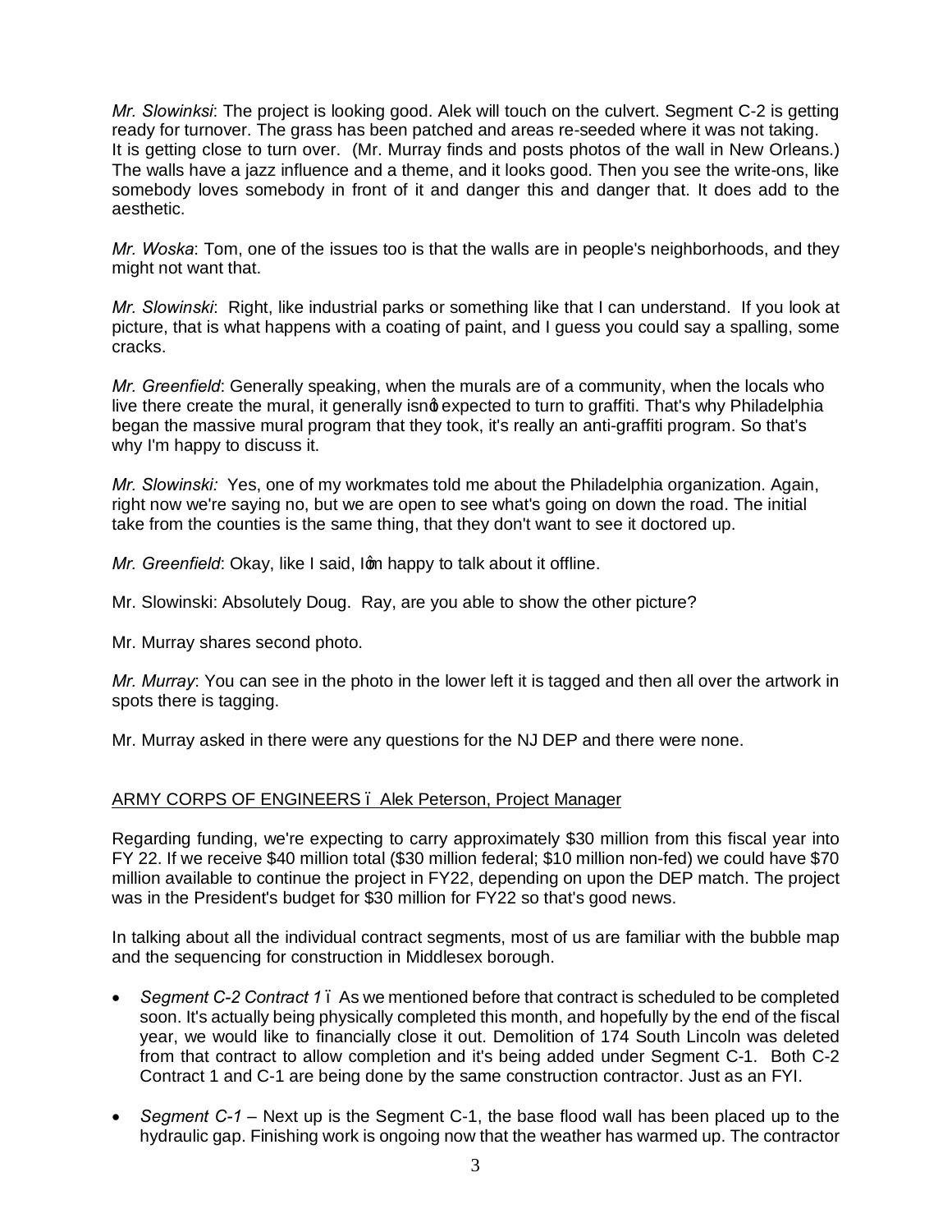*Mr. Slowinksi*: The project is looking good. Alek will touch on the culvert. Segment C-2 is getting ready for turnover. The grass has been patched and areas re-seeded where it was not taking. It is getting close to turn over. (Mr. Murray finds and posts photos of the wall in New Orleans.) The walls have a jazz influence and a theme, and it looks good. Then you see the write-ons, like somebody loves somebody in front of it and danger this and danger that. It does add to the aesthetic.

*Mr. Woska*: Tom, one of the issues too is that the walls are in people's neighborhoods, and they might not want that.

*Mr. Slowinski*: Right, like industrial parks or something like that I can understand. If you look at picture, that is what happens with a coating of paint, and I guess you could say a spalling, some cracks.

*Mr. Greenfield*: Generally speaking, when the murals are of a community, when the locals who live there create the mural, it generally isn't expected to turn to graffiti. That's why Philadelphia began the massive mural program that they took, it's really an anti-graffiti program. So that's why I'm happy to discuss it.

*Mr. Slowinski:* Yes, one of my workmates told me about the Philadelphia organization. Again, right now we're saying no, but we are open to see what's going on down the road. The initial take from the counties is the same thing, that they don't want to see it doctored up.

*Mr. Greenfield*: Okay, like I said, I'm happy to talk about it offline.

Mr. Slowinski: Absolutely Doug. Ray, are you able to show the other picture?

Mr. Murray shares second photo.

*Mr. Murray*: You can see in the photo in the lower left it is tagged and then all over the artwork in spots there is tagging.

Mr. Murray asked in there were any questions for the NJ DEP and there were none.

ARMY CORPS OF ENGINEERS – Alek Peterson, Project Manager

Regarding funding, we're expecting to carry approximately $30 million from this fiscal year into FY 22. If we receive $40 million total ($30 million federal; $10 million non-fed) we could have $70 million available to continue the project in FY22, depending on upon the DEP match. The project was in the President's budget for $30 million for FY22 so that's good news.

In talking about all the individual contract segments, most of us are familiar with the bubble map and the sequencing for construction in Middlesex borough.

- *Segment C-2 Contract 1* – As we mentioned before that contract is scheduled to be completed soon. It's actually being physically completed this month, and hopefully by the end of the fiscal year, we would like to financially close it out. Demolition of 174 South Lincoln was deleted from that contract to allow completion and it's being added under Segment C-1. Both C-2 Contract 1 and C-1 are being done by the same construction contractor. Just as an FYI.
- *Segment C-1* – Next up is the Segment C-1, the base flood wall has been placed up to the hydraulic gap. Finishing work is ongoing now that the weather has warmed up. The contractor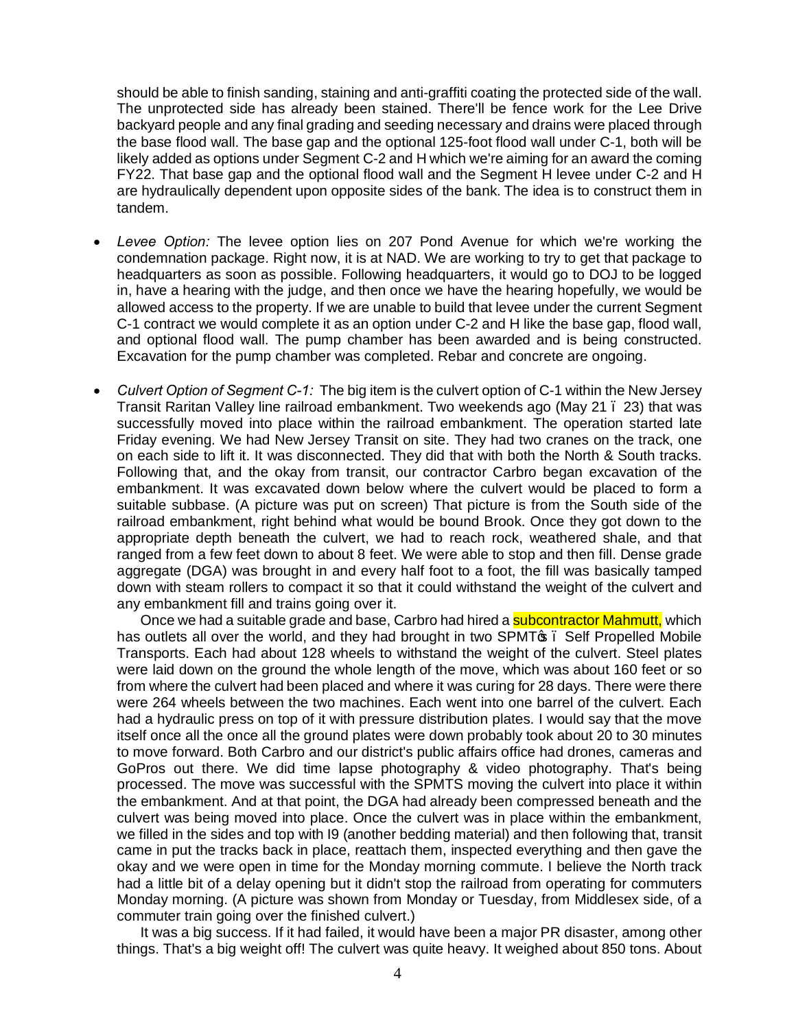should be able to finish sanding, staining and anti-graffiti coating the protected side of the wall. The unprotected side has already been stained. There'll be fence work for the Lee Drive backyard people and any final grading and seeding necessary and drains were placed through the base flood wall. The base gap and the optional 125-foot flood wall under C-1, both will be likely added as options under Segment C-2 and H which we're aiming for an award the coming FY22. That base gap and the optional flood wall and the Segment H levee under C-2 and H are hydraulically dependent upon opposite sides of the bank. The idea is to construct them in tandem.

- *Levee Option:* The levee option lies on 207 Pond Avenue for which we're working the condemnation package. Right now, it is at NAD. We are working to try to get that package to headquarters as soon as possible. Following headquarters, it would go to DOJ to be logged in, have a hearing with the judge, and then once we have the hearing hopefully, we would be allowed access to the property. If we are unable to build that levee under the current Segment C-1 contract we would complete it as an option under C-2 and H like the base gap, flood wall, and optional flood wall. The pump chamber has been awarded and is being constructed. Excavation for the pump chamber was completed. Rebar and concrete are ongoing.

- *Culvert Option of Segment C-1:* The big item is the culvert option of C-1 within the New Jersey Transit Raritan Valley line railroad embankment. Two weekends ago (May 21 – 23) that was successfully moved into place within the railroad embankment. The operation started late Friday evening. We had New Jersey Transit on site. They had two cranes on the track, one on each side to lift it. It was disconnected. They did that with both the North & South tracks. Following that, and the okay from transit, our contractor Carbro began excavation of the embankment. It was excavated down below where the culvert would be placed to form a suitable subbase. (A picture was put on screen) That picture is from the South side of the railroad embankment, right behind what would be bound Brook. Once they got down to the appropriate depth beneath the culvert, we had to reach rock, weathered shale, and that ranged from a few feet down to about 8 feet. We were able to stop and then fill. Dense grade aggregate (DGA) was brought in and every half foot to a foot, the fill was basically tamped down with steam rollers to compact it so that it could withstand the weight of the culvert and any embankment fill and trains going over it.

  Once we had a suitable grade and base, Carbro had hired a subcontractor Mahmutt, which has outlets all over the world, and they had brought in two SPMT's – Self Propelled Mobile Transports. Each had about 128 wheels to withstand the weight of the culvert. Steel plates were laid down on the ground the whole length of the move, which was about 160 feet or so from where the culvert had been placed and where it was curing for 28 days. There were there were 264 wheels between the two machines. Each went into one barrel of the culvert. Each had a hydraulic press on top of it with pressure distribution plates. I would say that the move itself once all the once all the ground plates were down probably took about 20 to 30 minutes to move forward. Both Carbro and our district's public affairs office had drones, cameras and GoPros out there. We did time lapse photography & video photography. That's being processed. The move was successful with the SPMTS moving the culvert into place it within the embankment. And at that point, the DGA had already been compressed beneath and the culvert was being moved into place. Once the culvert was in place within the embankment, we filled in the sides and top with I9 (another bedding material) and then following that, transit came in put the tracks back in place, reattach them, inspected everything and then gave the okay and we were open in time for the Monday morning commute. I believe the North track had a little bit of a delay opening but it didn't stop the railroad from operating for commuters Monday morning. (A picture was shown from Monday or Tuesday, from Middlesex side, of a commuter train going over the finished culvert.)

  It was a big success. If it had failed, it would have been a major PR disaster, among other things. That's a big weight off! The culvert was quite heavy. It weighed about 850 tons. About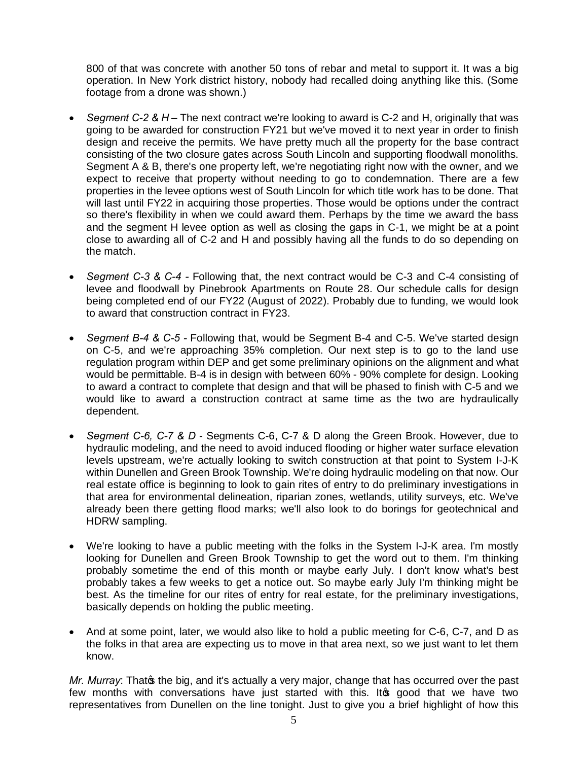800 of that was concrete with another 50 tons of rebar and metal to support it. It was a big operation. In New York district history, nobody had recalled doing anything like this. (Some footage from a drone was shown.)

- *Segment C-2 & H* – The next contract we're looking to award is C-2 and H, originally that was going to be awarded for construction FY21 but we've moved it to next year in order to finish design and receive the permits. We have pretty much all the property for the base contract consisting of the two closure gates across South Lincoln and supporting floodwall monoliths. Segment A & B, there's one property left, we're negotiating right now with the owner, and we expect to receive that property without needing to go to condemnation. There are a few properties in the levee options west of South Lincoln for which title work has to be done. That will last until FY22 in acquiring those properties. Those would be options under the contract so there's flexibility in when we could award them. Perhaps by the time we award the bass and the segment H levee option as well as closing the gaps in C-1, we might be at a point close to awarding all of C-2 and H and possibly having all the funds to do so depending on the match.

- *Segment C-3 & C-4* - Following that, the next contract would be C-3 and C-4 consisting of levee and floodwall by Pinebrook Apartments on Route 28. Our schedule calls for design being completed end of our FY22 (August of 2022). Probably due to funding, we would look to award that construction contract in FY23.

- *Segment B-4 & C-5* - Following that, would be Segment B-4 and C-5. We've started design on C-5, and we're approaching 35% completion. Our next step is to go to the land use regulation program within DEP and get some preliminary opinions on the alignment and what would be permittable. B-4 is in design with between 60% - 90% complete for design. Looking to award a contract to complete that design and that will be phased to finish with C-5 and we would like to award a construction contract at same time as the two are hydraulically dependent.

- *Segment C-6, C-7 & D* - Segments C-6, C-7 & D along the Green Brook. However, due to hydraulic modeling, and the need to avoid induced flooding or higher water surface elevation levels upstream, we're actually looking to switch construction at that point to System I-J-K within Dunellen and Green Brook Township. We're doing hydraulic modeling on that now. Our real estate office is beginning to look to gain rites of entry to do preliminary investigations in that area for environmental delineation, riparian zones, wetlands, utility surveys, etc. We've already been there getting flood marks; we'll also look to do borings for geotechnical and HDRW sampling.

- We're looking to have a public meeting with the folks in the System I-J-K area. I'm mostly looking for Dunellen and Green Brook Township to get the word out to them. I'm thinking probably sometime the end of this month or maybe early July. I don't know what's best probably takes a few weeks to get a notice out. So maybe early July I'm thinking might be best. As the timeline for our rites of entry for real estate, for the preliminary investigations, basically depends on holding the public meeting.

- And at some point, later, we would also like to hold a public meeting for C-6, C-7, and D as the folks in that area are expecting us to move in that area next, so we just want to let them know.

*Mr. Murray*: That's the big, and it's actually a very major, change that has occurred over the past few months with conversations have just started with this. It's good that we have two representatives from Dunellen on the line tonight. Just to give you a brief highlight of how this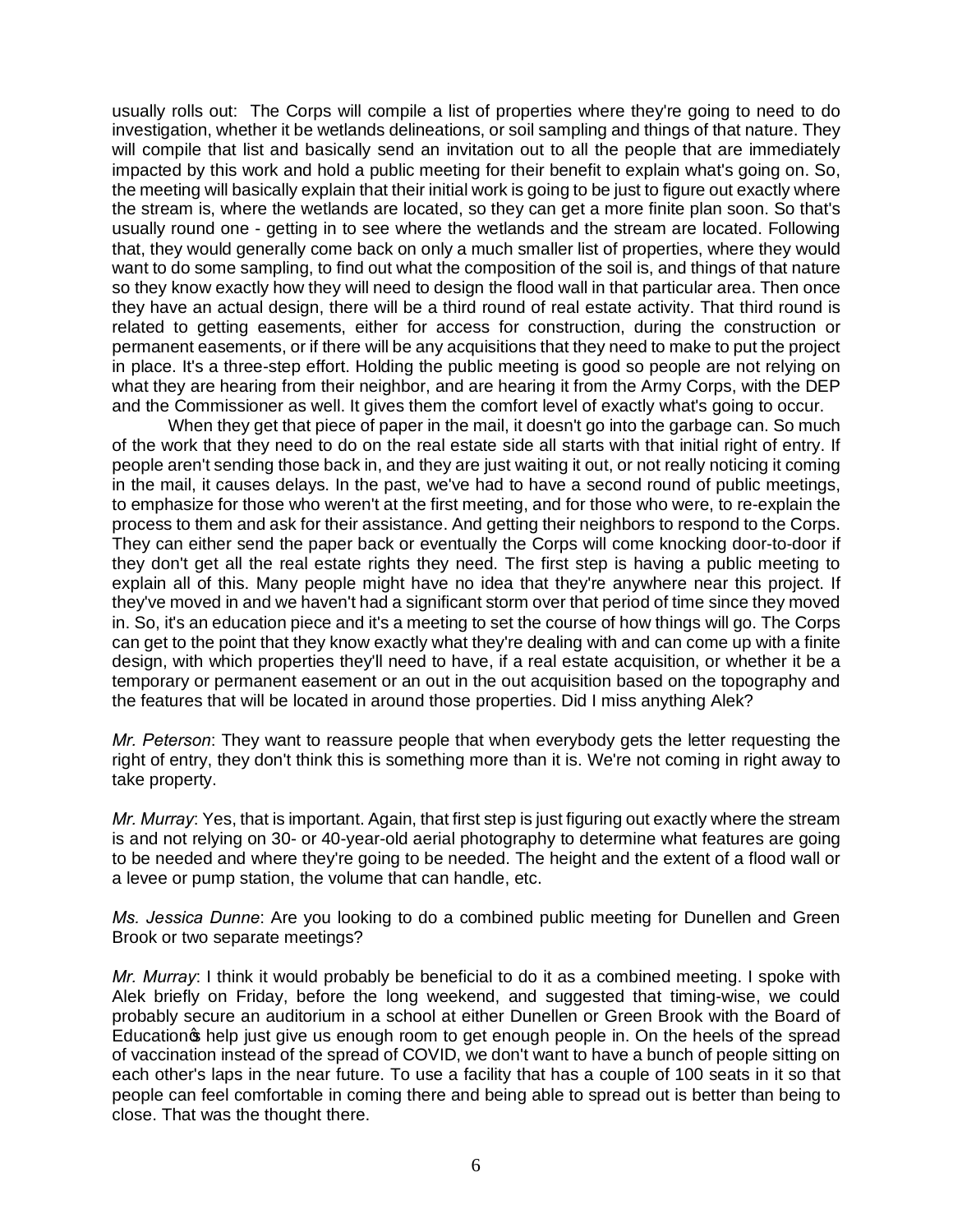usually rolls out: The Corps will compile a list of properties where they're going to need to do investigation, whether it be wetlands delineations, or soil sampling and things of that nature. They will compile that list and basically send an invitation out to all the people that are immediately impacted by this work and hold a public meeting for their benefit to explain what's going on. So, the meeting will basically explain that their initial work is going to be just to figure out exactly where the stream is, where the wetlands are located, so they can get a more finite plan soon. So that's usually round one - getting in to see where the wetlands and the stream are located. Following that, they would generally come back on only a much smaller list of properties, where they would want to do some sampling, to find out what the composition of the soil is, and things of that nature so they know exactly how they will need to design the flood wall in that particular area. Then once they have an actual design, there will be a third round of real estate activity. That third round is related to getting easements, either for access for construction, during the construction or permanent easements, or if there will be any acquisitions that they need to make to put the project in place. It's a three-step effort. Holding the public meeting is good so people are not relying on what they are hearing from their neighbor, and are hearing it from the Army Corps, with the DEP and the Commissioner as well. It gives them the comfort level of exactly what's going to occur.

When they get that piece of paper in the mail, it doesn't go into the garbage can. So much of the work that they need to do on the real estate side all starts with that initial right of entry. If people aren't sending those back in, and they are just waiting it out, or not really noticing it coming in the mail, it causes delays. In the past, we've had to have a second round of public meetings, to emphasize for those who weren't at the first meeting, and for those who were, to re-explain the process to them and ask for their assistance. And getting their neighbors to respond to the Corps. They can either send the paper back or eventually the Corps will come knocking door-to-door if they don't get all the real estate rights they need. The first step is having a public meeting to explain all of this. Many people might have no idea that they're anywhere near this project. If they've moved in and we haven't had a significant storm over that period of time since they moved in. So, it's an education piece and it's a meeting to set the course of how things will go. The Corps can get to the point that they know exactly what they're dealing with and can come up with a finite design, with which properties they'll need to have, if a real estate acquisition, or whether it be a temporary or permanent easement or an out in the out acquisition based on the topography and the features that will be located in around those properties. Did I miss anything Alek?

*Mr. Peterson*: They want to reassure people that when everybody gets the letter requesting the right of entry, they don't think this is something more than it is. We're not coming in right away to take property.

*Mr. Murray*: Yes, that is important. Again, that first step is just figuring out exactly where the stream is and not relying on 30- or 40-year-old aerial photography to determine what features are going to be needed and where they're going to be needed. The height and the extent of a flood wall or a levee or pump station, the volume that can handle, etc.

*Ms. Jessica Dunne*: Are you looking to do a combined public meeting for Dunellen and Green Brook or two separate meetings?

*Mr. Murray*: I think it would probably be beneficial to do it as a combined meeting. I spoke with Alek briefly on Friday, before the long weekend, and suggested that timing-wise, we could probably secure an auditorium in a school at either Dunellen or Green Brook with the Board of Education's help just give us enough room to get enough people in. On the heels of the spread of vaccination instead of the spread of COVID, we don't want to have a bunch of people sitting on each other's laps in the near future. To use a facility that has a couple of 100 seats in it so that people can feel comfortable in coming there and being able to spread out is better than being to close. That was the thought there.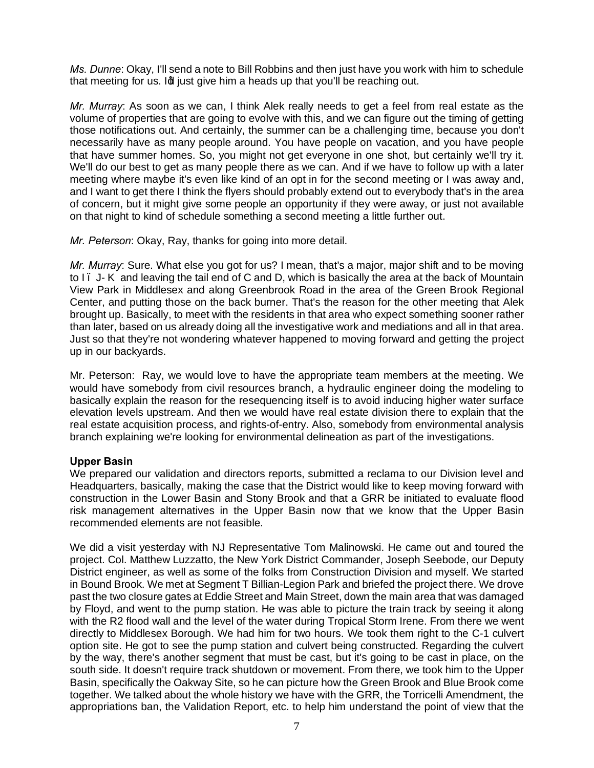*Ms. Dunne*: Okay, I'll send a note to Bill Robbins and then just have you work with him to schedule that meeting for us. I'd just give him a heads up that you'll be reaching out.

*Mr. Murray*: As soon as we can, I think Alek really needs to get a feel from real estate as the volume of properties that are going to evolve with this, and we can figure out the timing of getting those notifications out. And certainly, the summer can be a challenging time, because you don't necessarily have as many people around. You have people on vacation, and you have people that have summer homes. So, you might not get everyone in one shot, but certainly we'll try it. We'll do our best to get as many people there as we can. And if we have to follow up with a later meeting where maybe it's even like kind of an opt in for the second meeting or I was away and, and I want to get there I think the flyers should probably extend out to everybody that's in the area of concern, but it might give some people an opportunity if they were away, or just not available on that night to kind of schedule something a second meeting a little further out.

*Mr. Peterson*: Okay, Ray, thanks for going into more detail.

*Mr. Murray*: Sure. What else you got for us? I mean, that's a major, major shift and to be moving to I – J- K and leaving the tail end of C and D, which is basically the area at the back of Mountain View Park in Middlesex and along Greenbrook Road in the area of the Green Brook Regional Center, and putting those on the back burner. That's the reason for the other meeting that Alek brought up. Basically, to meet with the residents in that area who expect something sooner rather than later, based on us already doing all the investigative work and mediations and all in that area. Just so that they're not wondering whatever happened to moving forward and getting the project up in our backyards.

Mr. Peterson: Ray, we would love to have the appropriate team members at the meeting. We would have somebody from civil resources branch, a hydraulic engineer doing the modeling to basically explain the reason for the resequencing itself is to avoid inducing higher water surface elevation levels upstream. And then we would have real estate division there to explain that the real estate acquisition process, and rights-of-entry. Also, somebody from environmental analysis branch explaining we're looking for environmental delineation as part of the investigations.

**Upper Basin**

We prepared our validation and directors reports, submitted a reclama to our Division level and Headquarters, basically, making the case that the District would like to keep moving forward with construction in the Lower Basin and Stony Brook and that a GRR be initiated to evaluate flood risk management alternatives in the Upper Basin now that we know that the Upper Basin recommended elements are not feasible.

We did a visit yesterday with NJ Representative Tom Malinowski. He came out and toured the project. Col. Matthew Luzzatto, the New York District Commander, Joseph Seebode, our Deputy District engineer, as well as some of the folks from Construction Division and myself. We started in Bound Brook. We met at Segment T Billian-Legion Park and briefed the project there. We drove past the two closure gates at Eddie Street and Main Street, down the main area that was damaged by Floyd, and went to the pump station. He was able to picture the train track by seeing it along with the R2 flood wall and the level of the water during Tropical Storm Irene. From there we went directly to Middlesex Borough. We had him for two hours. We took them right to the C-1 culvert option site. He got to see the pump station and culvert being constructed. Regarding the culvert by the way, there's another segment that must be cast, but it's going to be cast in place, on the south side. It doesn't require track shutdown or movement. From there, we took him to the Upper Basin, specifically the Oakway Site, so he can picture how the Green Brook and Blue Brook come together. We talked about the whole history we have with the GRR, the Torricelli Amendment, the appropriations ban, the Validation Report, etc. to help him understand the point of view that the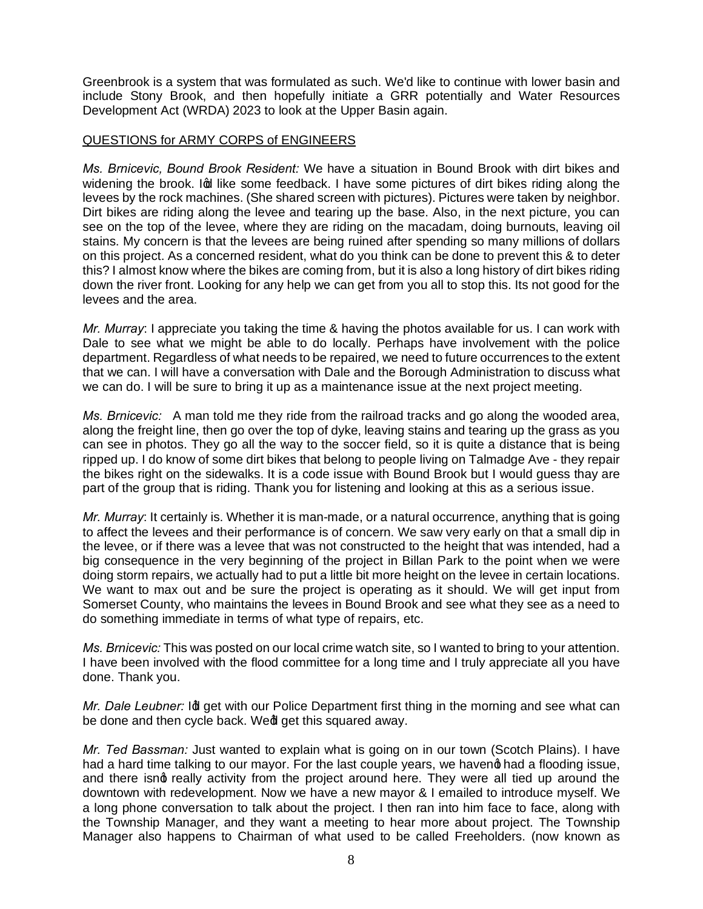Greenbrook is a system that was formulated as such. We'd like to continue with lower basin and include Stony Brook, and then hopefully initiate a GRR potentially and Water Resources Development Act (WRDA) 2023 to look at the Upper Basin again.

QUESTIONS for ARMY CORPS of ENGINEERS

*Ms. Brnicevic, Bound Brook Resident:* We have a situation in Bound Brook with dirt bikes and widening the brook. I'd like some feedback. I have some pictures of dirt bikes riding along the levees by the rock machines. (She shared screen with pictures). Pictures were taken by neighbor. Dirt bikes are riding along the levee and tearing up the base. Also, in the next picture, you can see on the top of the levee, where they are riding on the macadam, doing burnouts, leaving oil stains. My concern is that the levees are being ruined after spending so many millions of dollars on this project. As a concerned resident, what do you think can be done to prevent this & to deter this? I almost know where the bikes are coming from, but it is also a long history of dirt bikes riding down the river front. Looking for any help we can get from you all to stop this. Its not good for the levees and the area.

*Mr. Murray*: I appreciate you taking the time & having the photos available for us. I can work with Dale to see what we might be able to do locally. Perhaps have involvement with the police department. Regardless of what needs to be repaired, we need to future occurrences to the extent that we can. I will have a conversation with Dale and the Borough Administration to discuss what we can do. I will be sure to bring it up as a maintenance issue at the next project meeting.

*Ms. Brnicevic:* A man told me they ride from the railroad tracks and go along the wooded area, along the freight line, then go over the top of dyke, leaving stains and tearing up the grass as you can see in photos. They go all the way to the soccer field, so it is quite a distance that is being ripped up. I do know of some dirt bikes that belong to people living on Talmadge Ave - they repair the bikes right on the sidewalks. It is a code issue with Bound Brook but I would guess thay are part of the group that is riding. Thank you for listening and looking at this as a serious issue.

*Mr. Murray*: It certainly is. Whether it is man-made, or a natural occurrence, anything that is going to affect the levees and their performance is of concern. We saw very early on that a small dip in the levee, or if there was a levee that was not constructed to the height that was intended, had a big consequence in the very beginning of the project in Billan Park to the point when we were doing storm repairs, we actually had to put a little bit more height on the levee in certain locations. We want to max out and be sure the project is operating as it should. We will get input from Somerset County, who maintains the levees in Bound Brook and see what they see as a need to do something immediate in terms of what type of repairs, etc.

*Ms. Brnicevic:* This was posted on our local crime watch site, so I wanted to bring to your attention. I have been involved with the flood committee for a long time and I truly appreciate all you have done. Thank you.

*Mr. Dale Leubner:* I'll get with our Police Department first thing in the morning and see what can be done and then cycle back. We'll get this squared away.

*Mr. Ted Bassman:* Just wanted to explain what is going on in our town (Scotch Plains). I have had a hard time talking to our mayor. For the last couple years, we haven't had a flooding issue, and there isn't really activity from the project around here. They were all tied up around the downtown with redevelopment. Now we have a new mayor & I emailed to introduce myself. We a long phone conversation to talk about the project. I then ran into him face to face, along with the Township Manager, and they want a meeting to hear more about project. The Township Manager also happens to Chairman of what used to be called Freeholders. (now known as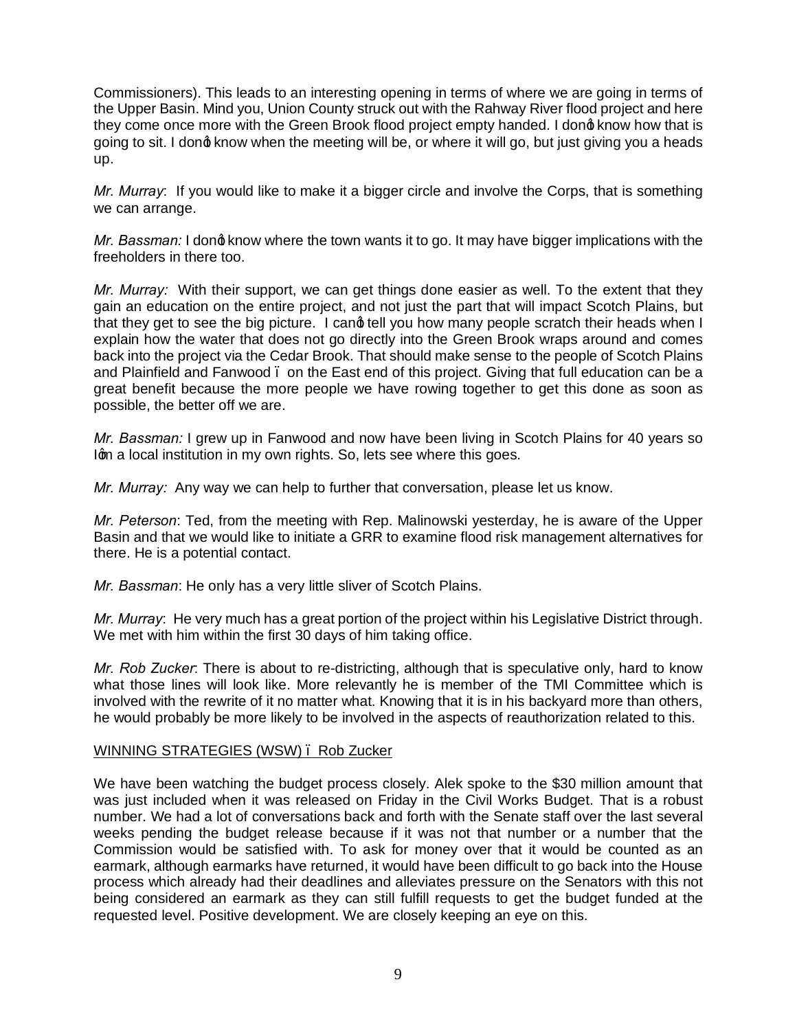Commissioners). This leads to an interesting opening in terms of where we are going in terms of the Upper Basin. Mind you, Union County struck out with the Rahway River flood project and here they come once more with the Green Brook flood project empty handed. I don't know how that is going to sit. I don't know when the meeting will be, or where it will go, but just giving you a heads up.

*Mr. Murray*: If you would like to make it a bigger circle and involve the Corps, that is something we can arrange.

*Mr. Bassman:* I don't know where the town wants it to go. It may have bigger implications with the freeholders in there too.

*Mr. Murray:* With their support, we can get things done easier as well. To the extent that they gain an education on the entire project, and not just the part that will impact Scotch Plains, but that they get to see the big picture. I can't tell you how many people scratch their heads when I explain how the water that does not go directly into the Green Brook wraps around and comes back into the project via the Cedar Brook. That should make sense to the people of Scotch Plains and Plainfield and Fanwood – on the East end of this project. Giving that full education can be a great benefit because the more people we have rowing together to get this done as soon as possible, the better off we are.

*Mr. Bassman:* I grew up in Fanwood and now have been living in Scotch Plains for 40 years so I'm a local institution in my own rights. So, lets see where this goes.

*Mr. Murray:* Any way we can help to further that conversation, please let us know.

*Mr. Peterson*: Ted, from the meeting with Rep. Malinowski yesterday, he is aware of the Upper Basin and that we would like to initiate a GRR to examine flood risk management alternatives for there. He is a potential contact.

*Mr. Bassman*: He only has a very little sliver of Scotch Plains.

*Mr. Murray*: He very much has a great portion of the project within his Legislative District through. We met with him within the first 30 days of him taking office.

*Mr. Rob Zucker*: There is about to re-districting, although that is speculative only, hard to know what those lines will look like. More relevantly he is member of the TMI Committee which is involved with the rewrite of it no matter what. Knowing that it is in his backyard more than others, he would probably be more likely to be involved in the aspects of reauthorization related to this.

WINNING STRATEGIES (WSW) – Rob Zucker

We have been watching the budget process closely. Alek spoke to the $30 million amount that was just included when it was released on Friday in the Civil Works Budget. That is a robust number. We had a lot of conversations back and forth with the Senate staff over the last several weeks pending the budget release because if it was not that number or a number that the Commission would be satisfied with. To ask for money over that it would be counted as an earmark, although earmarks have returned, it would have been difficult to go back into the House process which already had their deadlines and alleviates pressure on the Senators with this not being considered an earmark as they can still fulfill requests to get the budget funded at the requested level. Positive development. We are closely keeping an eye on this.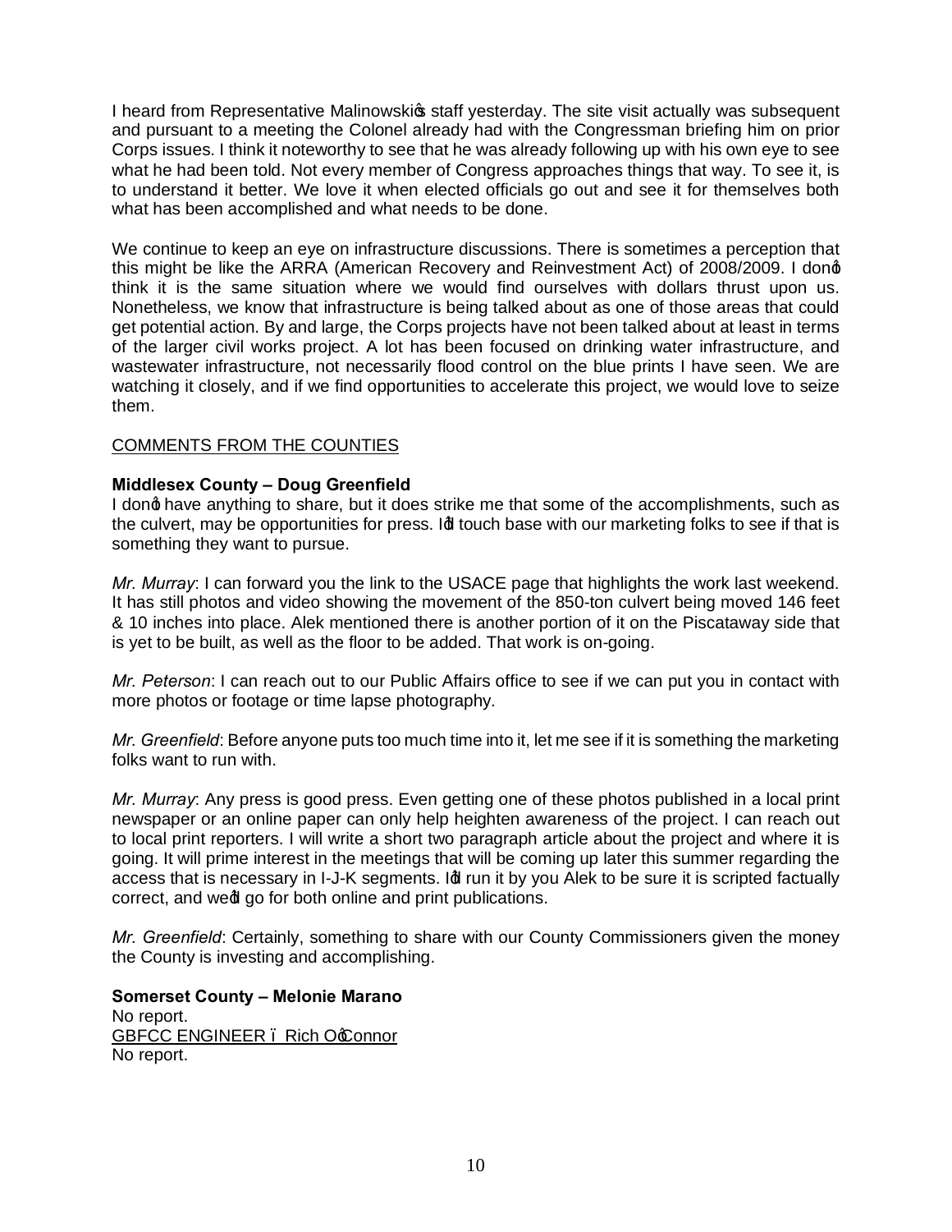I heard from Representative Malinowski's staff yesterday. The site visit actually was subsequent and pursuant to a meeting the Colonel already had with the Congressman briefing him on prior Corps issues. I think it noteworthy to see that he was already following up with his own eye to see what he had been told. Not every member of Congress approaches things that way. To see it, is to understand it better. We love it when elected officials go out and see it for themselves both what has been accomplished and what needs to be done.

We continue to keep an eye on infrastructure discussions. There is sometimes a perception that this might be like the ARRA (American Recovery and Reinvestment Act) of 2008/2009. I don't think it is the same situation where we would find ourselves with dollars thrust upon us. Nonetheless, we know that infrastructure is being talked about as one of those areas that could get potential action. By and large, the Corps projects have not been talked about at least in terms of the larger civil works project. A lot has been focused on drinking water infrastructure, and wastewater infrastructure, not necessarily flood control on the blue prints I have seen. We are watching it closely, and if we find opportunities to accelerate this project, we would love to seize them.

<u>COMMENTS FROM THE COUNTIES</u>

**Middlesex County – Doug Greenfield**
I don't have anything to share, but it does strike me that some of the accomplishments, such as the culvert, may be opportunities for press. I'd touch base with our marketing folks to see if that is something they want to pursue.

*Mr. Murray*: I can forward you the link to the USACE page that highlights the work last weekend. It has still photos and video showing the movement of the 850-ton culvert being moved 146 feet & 10 inches into place. Alek mentioned there is another portion of it on the Piscataway side that is yet to be built, as well as the floor to be added. That work is on-going.

*Mr. Peterson*: I can reach out to our Public Affairs office to see if we can put you in contact with more photos or footage or time lapse photography.

*Mr. Greenfield*: Before anyone puts too much time into it, let me see if it is something the marketing folks want to run with.

*Mr. Murray*: Any press is good press. Even getting one of these photos published in a local print newspaper or an online paper can only help heighten awareness of the project. I can reach out to local print reporters. I will write a short two paragraph article about the project and where it is going. It will prime interest in the meetings that will be coming up later this summer regarding the access that is necessary in I-J-K segments. I'd run it by you Alek to be sure it is scripted factually correct, and we'd go for both online and print publications.

*Mr. Greenfield*: Certainly, something to share with our County Commissioners given the money the County is investing and accomplishing.

**Somerset County – Melonie Marano**
No report.
<u>GBFCC ENGINEER – Rich O'Connor</u>
No report.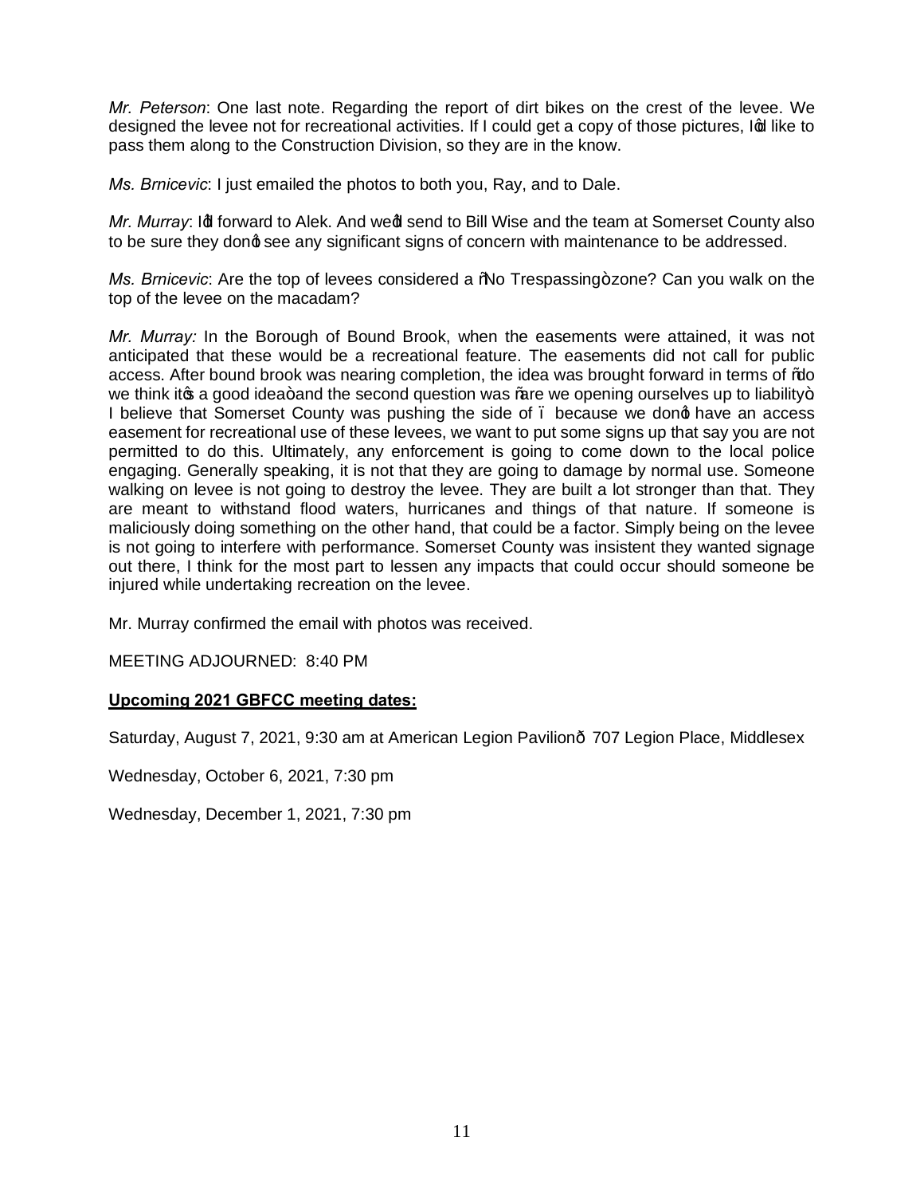*Mr. Peterson*: One last note. Regarding the report of dirt bikes on the crest of the levee. We designed the levee not for recreational activities. If I could get a copy of those pictures, I'd like to pass them along to the Construction Division, so they are in the know.

*Ms. Brnicevic*: I just emailed the photos to both you, Ray, and to Dale.

*Mr. Murray*: I'll forward to Alek. And we'll send to Bill Wise and the team at Somerset County also to be sure they don't see any significant signs of concern with maintenance to be addressed.

*Ms. Brnicevic*: Are the top of levees considered a "No Trespassing" zone? Can you walk on the top of the levee on the macadam?

*Mr. Murray:* In the Borough of Bound Brook, when the easements were attained, it was not anticipated that these would be a recreational feature. The easements did not call for public access. After bound brook was nearing completion, the idea was brought forward in terms of "do we think it's a good idea" and the second question was "are we opening ourselves up to liability". I believe that Somerset County was pushing the side of – because we don't have an access easement for recreational use of these levees, we want to put some signs up that say you are not permitted to do this. Ultimately, any enforcement is going to come down to the local police engaging. Generally speaking, it is not that they are going to damage by normal use. Someone walking on levee is not going to destroy the levee. They are built a lot stronger than that. They are meant to withstand flood waters, hurricanes and things of that nature. If someone is maliciously doing something on the other hand, that could be a factor. Simply being on the levee is not going to interfere with performance. Somerset County was insistent they wanted signage out there, I think for the most part to lessen any impacts that could occur should someone be injured while undertaking recreation on the levee.

Mr. Murray confirmed the email with photos was received.

MEETING ADJOURNED: 8:40 PM

**Upcoming 2021 GBFCC meeting dates:**

Saturday, August 7, 2021, 9:30 am at American Legion Pavilion– 707 Legion Place, Middlesex

Wednesday, October 6, 2021, 7:30 pm

Wednesday, December 1, 2021, 7:30 pm